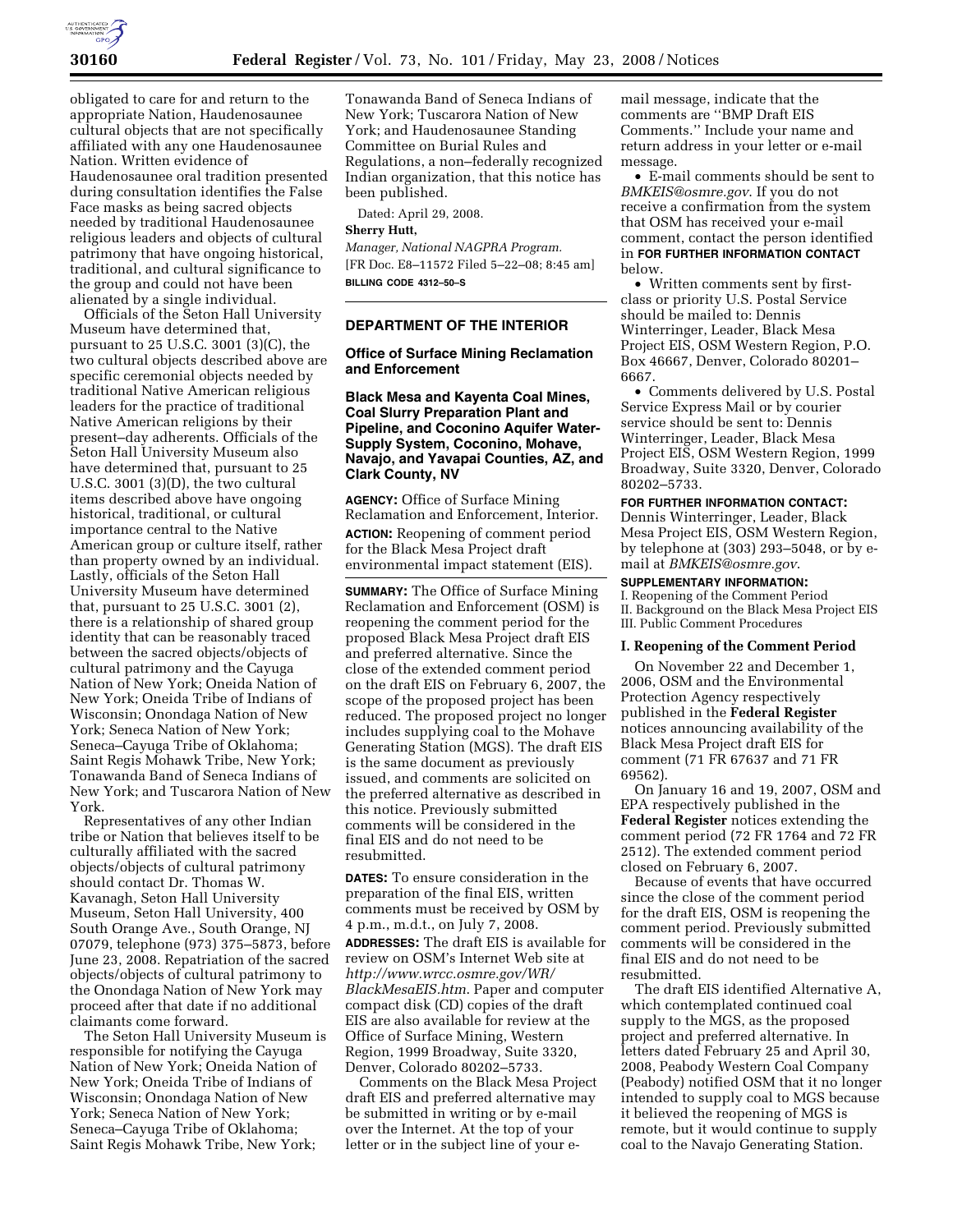obligated to care for and return to the appropriate Nation, Haudenosaunee cultural objects that are not specifically affiliated with any one Haudenosaunee Nation. Written evidence of Haudenosaunee oral tradition presented during consultation identifies the False Face masks as being sacred objects needed by traditional Haudenosaunee religious leaders and objects of cultural patrimony that have ongoing historical, traditional, and cultural significance to the group and could not have been alienated by a single individual.

Officials of the Seton Hall University Museum have determined that, pursuant to 25 U.S.C. 3001 (3)(C), the two cultural objects described above are specific ceremonial objects needed by traditional Native American religious leaders for the practice of traditional Native American religions by their present–day adherents. Officials of the Seton Hall University Museum also have determined that, pursuant to 25 U.S.C. 3001 (3)(D), the two cultural items described above have ongoing historical, traditional, or cultural importance central to the Native American group or culture itself, rather than property owned by an individual. Lastly, officials of the Seton Hall University Museum have determined that, pursuant to 25 U.S.C. 3001 (2), there is a relationship of shared group identity that can be reasonably traced between the sacred objects/objects of cultural patrimony and the Cayuga Nation of New York; Oneida Nation of New York; Oneida Tribe of Indians of Wisconsin; Onondaga Nation of New York; Seneca Nation of New York; Seneca–Cayuga Tribe of Oklahoma; Saint Regis Mohawk Tribe, New York; Tonawanda Band of Seneca Indians of New York; and Tuscarora Nation of New York.

Representatives of any other Indian tribe or Nation that believes itself to be culturally affiliated with the sacred objects/objects of cultural patrimony should contact Dr. Thomas W. Kavanagh, Seton Hall University Museum, Seton Hall University, 400 South Orange Ave., South Orange, NJ 07079, telephone (973) 375–5873, before June 23, 2008. Repatriation of the sacred objects/objects of cultural patrimony to the Onondaga Nation of New York may proceed after that date if no additional claimants come forward.

The Seton Hall University Museum is responsible for notifying the Cayuga Nation of New York; Oneida Nation of New York; Oneida Tribe of Indians of Wisconsin; Onondaga Nation of New York; Seneca Nation of New York; Seneca–Cayuga Tribe of Oklahoma; Saint Regis Mohawk Tribe, New York; Tonawanda Band of Seneca Indians of New York; Tuscarora Nation of New York; and Haudenosaunee Standing Committee on Burial Rules and Regulations, a non–federally recognized Indian organization, that this notice has been published.

Dated: April 29, 2008.

**Sherry Hutt,**

*Manager, National NAGPRA Program.*

[FR Doc. E8–11572 Filed 5–22–08; 8:45 am]

**BILLING CODE 4312–50–S**

## DEPARTMENT OF THE INTERIOR

### Office of Surface Mining Reclamation and Enforcement

### Black Mesa and Kayenta Coal Mines, Coal Slurry Preparation Plant and Pipeline, and Coconino Aquifer Water-Supply System, Coconino, Mohave, Navajo, and Yavapai Counties, AZ, and Clark County, NV

**AGENCY:** Office of Surface Mining Reclamation and Enforcement, Interior.

**ACTION:** Reopening of comment period for the Black Mesa Project draft environmental impact statement (EIS).

**SUMMARY:** The Office of Surface Mining Reclamation and Enforcement (OSM) is reopening the comment period for the proposed Black Mesa Project draft EIS and preferred alternative. Since the close of the extended comment period on the draft EIS on February 6, 2007, the scope of the proposed project has been reduced. The proposed project no longer includes supplying coal to the Mohave Generating Station (MGS). The draft EIS is the same document as previously issued, and comments are solicited on the preferred alternative as described in this notice. Previously submitted comments will be considered in the final EIS and do not need to be resubmitted.

**DATES:** To ensure consideration in the preparation of the final EIS, written comments must be received by OSM by 4 p.m., m.d.t., on July 7, 2008.

**ADDRESSES:** The draft EIS is available for review on OSM's Internet Web site at *http://www.wrcc.osmre.gov/WR/BlackMesaEIS.htm*. Paper and computer compact disk (CD) copies of the draft EIS are also available for review at the Office of Surface Mining, Western Region, 1999 Broadway, Suite 3320, Denver, Colorado 80202–5733.

Comments on the Black Mesa Project draft EIS and preferred alternative may be submitted in writing or by e-mail over the Internet. At the top of your letter or in the subject line of your e-mail message, indicate that the comments are ''BMP Draft EIS Comments.'' Include your name and return address in your letter or e-mail message.

- E-mail comments should be sent to *BMKEIS@osmre.gov*. If you do not receive a confirmation from the system that OSM has received your e-mail comment, contact the person identified in **FOR FURTHER INFORMATION CONTACT** below.
- Written comments sent by first-class or priority U.S. Postal Service should be mailed to: Dennis Winterringer, Leader, Black Mesa Project EIS, OSM Western Region, P.O. Box 46667, Denver, Colorado 80201–6667.
- Comments delivered by U.S. Postal Service Express Mail or by courier service should be sent to: Dennis Winterringer, Leader, Black Mesa Project EIS, OSM Western Region, 1999 Broadway, Suite 3320, Denver, Colorado 80202–5733.

**FOR FURTHER INFORMATION CONTACT:** Dennis Winterringer, Leader, Black Mesa Project EIS, OSM Western Region, by telephone at (303) 293–5048, or by e-mail at *BMKEIS@osmre.gov*.

**SUPPLEMENTARY INFORMATION:**

I. Reopening of the Comment Period
II. Background on the Black Mesa Project EIS
III. Public Comment Procedures

#### I. Reopening of the Comment Period

On November 22 and December 1, 2006, OSM and the Environmental Protection Agency respectively published in the **Federal Register** notices announcing availability of the Black Mesa Project draft EIS for comment (71 FR 67637 and 71 FR 69562).

On January 16 and 19, 2007, OSM and EPA respectively published in the **Federal Register** notices extending the comment period (72 FR 1764 and 72 FR 2512). The extended comment period closed on February 6, 2007.

Because of events that have occurred since the close of the comment period for the draft EIS, OSM is reopening the comment period. Previously submitted comments will be considered in the final EIS and do not need to be resubmitted.

The draft EIS identified Alternative A, which contemplated continued coal supply to the MGS, as the proposed project and preferred alternative. In letters dated February 25 and April 30, 2008, Peabody Western Coal Company (Peabody) notified OSM that it no longer intended to supply coal to MGS because it believed the reopening of MGS is remote, but it would continue to supply coal to the Navajo Generating Station.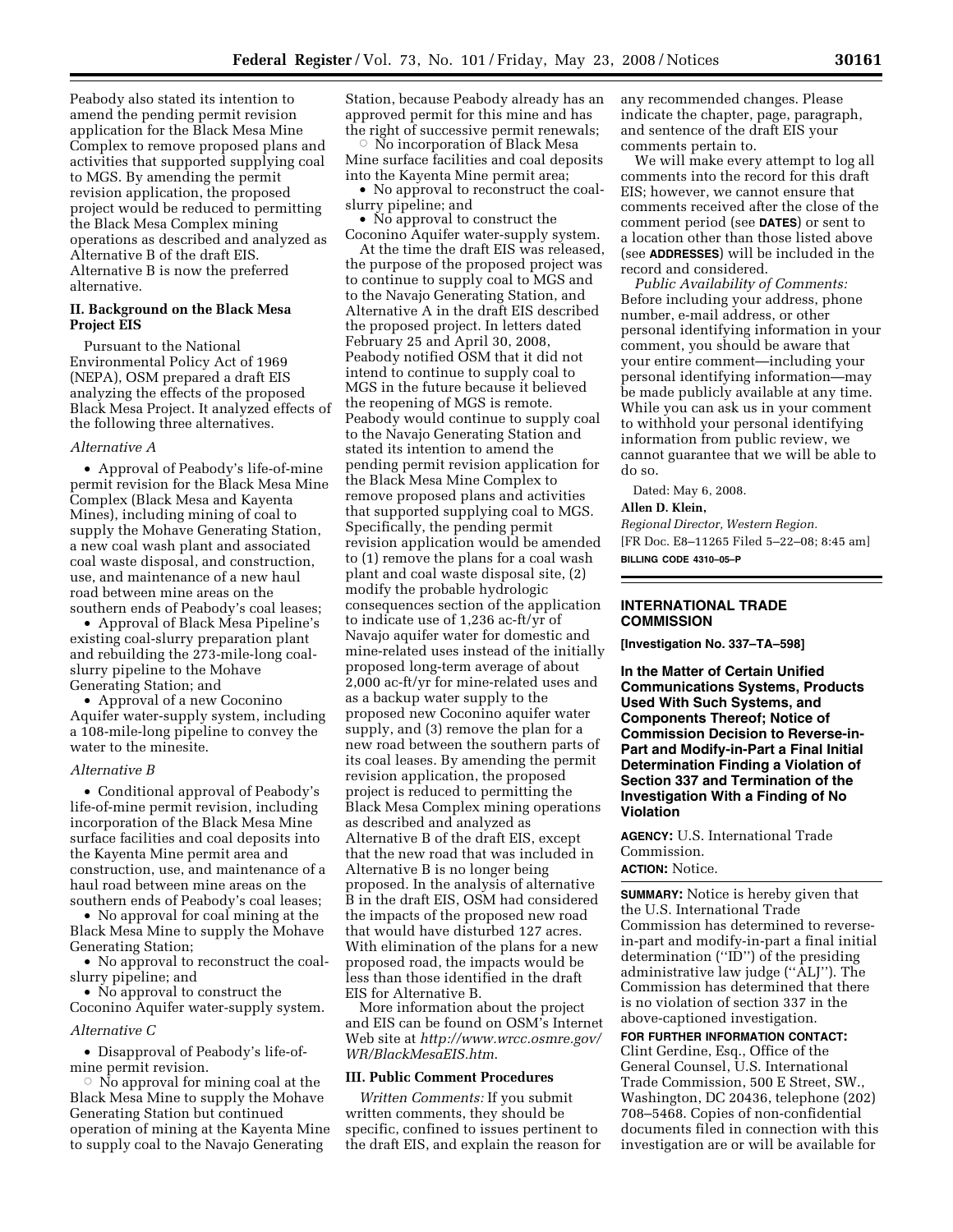Peabody also stated its intention to amend the pending permit revision application for the Black Mesa Mine Complex to remove proposed plans and activities that supported supplying coal to MGS. By amending the permit revision application, the proposed project would be reduced to permitting the Black Mesa Complex mining operations as described and analyzed as Alternative B of the draft EIS. Alternative B is now the preferred alternative.

## II. Background on the Black Mesa Project EIS

Pursuant to the National Environmental Policy Act of 1969 (NEPA), OSM prepared a draft EIS analyzing the effects of the proposed Black Mesa Project. It analyzed effects of the following three alternatives.

*Alternative A*

- Approval of Peabody's life-of-mine permit revision for the Black Mesa Mine Complex (Black Mesa and Kayenta Mines), including mining of coal to supply the Mohave Generating Station, a new coal wash plant and associated coal waste disposal, and construction, use, and maintenance of a new haul road between mine areas on the southern ends of Peabody's coal leases;
- Approval of Black Mesa Pipeline's existing coal-slurry preparation plant and rebuilding the 273-mile-long coal-slurry pipeline to the Mohave Generating Station; and
- Approval of a new Coconino Aquifer water-supply system, including a 108-mile-long pipeline to convey the water to the minesite.

*Alternative B*

- Conditional approval of Peabody's life-of-mine permit revision, including incorporation of the Black Mesa Mine surface facilities and coal deposits into the Kayenta Mine permit area and construction, use, and maintenance of a haul road between mine areas on the southern ends of Peabody's coal leases;
- No approval for coal mining at the Black Mesa Mine to supply the Mohave Generating Station;
- No approval to reconstruct the coal-slurry pipeline; and
- No approval to construct the Coconino Aquifer water-supply system.

*Alternative C*

- Disapproval of Peabody's life-of-mine permit revision.
  - No approval for mining coal at the Black Mesa Mine to supply the Mohave Generating Station but continued operation of mining at the Kayenta Mine to supply coal to the Navajo Generating Station, because Peabody already has an approved permit for this mine and has the right of successive permit renewals;
  - No incorporation of Black Mesa Mine surface facilities and coal deposits into the Kayenta Mine permit area;
- No approval to reconstruct the coal-slurry pipeline; and
- No approval to construct the Coconino Aquifer water-supply system.

At the time the draft EIS was released, the purpose of the proposed project was to continue to supply coal to MGS and to the Navajo Generating Station, and Alternative A in the draft EIS described the proposed project. In letters dated February 25 and April 30, 2008, Peabody notified OSM that it did not intend to continue to supply coal to MGS in the future because it believed the reopening of MGS is remote. Peabody would continue to supply coal to the Navajo Generating Station and stated its intention to amend the pending permit revision application for the Black Mesa Mine Complex to remove proposed plans and activities that supported supplying coal to MGS. Specifically, the pending permit revision application would be amended to (1) remove the plans for a coal wash plant and coal waste disposal site, (2) modify the probable hydrologic consequences section of the application to indicate use of 1,236 ac-ft/yr of Navajo aquifer water for domestic and mine-related uses instead of the initially proposed long-term average of about 2,000 ac-ft/yr for mine-related uses and as a backup water supply to the proposed new Coconino aquifer water supply, and (3) remove the plan for a new road between the southern parts of its coal leases. By amending the permit revision application, the proposed project is reduced to permitting the Black Mesa Complex mining operations as described and analyzed as Alternative B of the draft EIS, except that the new road that was included in Alternative B is no longer being proposed. In the analysis of alternative B in the draft EIS, OSM had considered the impacts of the proposed new road that would have disturbed 127 acres. With elimination of the plans for a new proposed road, the impacts would be less than those identified in the draft EIS for Alternative B.

More information about the project and EIS can be found on OSM's Internet Web site at *http://www.wrcc.osmre.gov/WR/BlackMesaEIS.htm.*

## III. Public Comment Procedures

*Written Comments:* If you submit written comments, they should be specific, confined to issues pertinent to the draft EIS, and explain the reason for any recommended changes. Please indicate the chapter, page, paragraph, and sentence of the draft EIS your comments pertain to.

We will make every attempt to log all comments into the record for this draft EIS; however, we cannot ensure that comments received after the close of the comment period (see **DATES**) or sent to a location other than those listed above (see **ADDRESSES**) will be included in the record and considered.

*Public Availability of Comments:* Before including your address, phone number, e-mail address, or other personal identifying information in your comment, you should be aware that your entire comment—including your personal identifying information—may be made publicly available at any time. While you can ask us in your comment to withhold your personal identifying information from public review, we cannot guarantee that we will be able to do so.

Dated: May 6, 2008.

**Allen D. Klein,**

*Regional Director, Western Region.*

[FR Doc. E8–11265 Filed 5–22–08; 8:45 am]

**BILLING CODE 4310–05–P**

# INTERNATIONAL TRADE COMMISSION

**[Investigation No. 337–TA–598]**

## In the Matter of Certain Unified Communications Systems, Products Used With Such Systems, and Components Thereof; Notice of Commission Decision to Reverse-in-Part and Modify-in-Part a Final Initial Determination Finding a Violation of Section 337 and Termination of the Investigation With a Finding of No Violation

**AGENCY:** U.S. International Trade Commission.

**ACTION:** Notice.

**SUMMARY:** Notice is hereby given that the U.S. International Trade Commission has determined to reverse-in-part and modify-in-part a final initial determination (''ID'') of the presiding administrative law judge (''ALJ''). The Commission has determined that there is no violation of section 337 in the above-captioned investigation.

**FOR FURTHER INFORMATION CONTACT:** Clint Gerdine, Esq., Office of the General Counsel, U.S. International Trade Commission, 500 E Street, SW., Washington, DC 20436, telephone (202) 708–5468. Copies of non-confidential documents filed in connection with this investigation are or will be available for